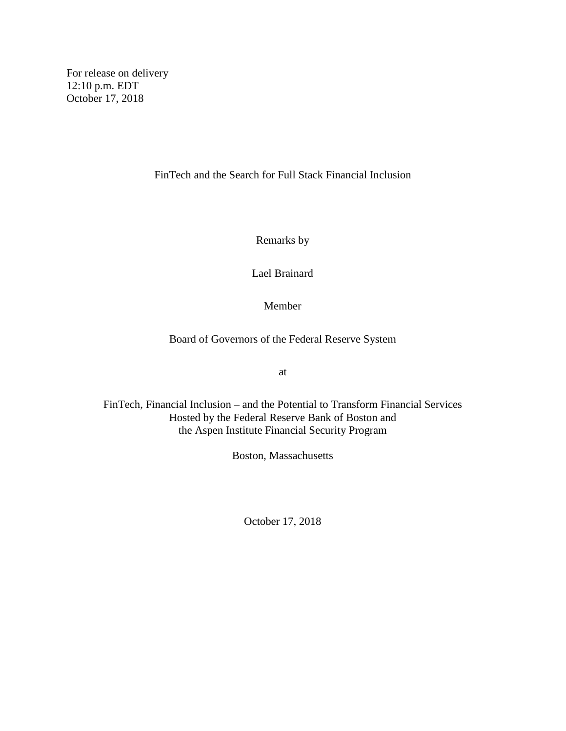For release on delivery
12:10 p.m. EDT
October 17, 2018

# FinTech and the Search for Full Stack Financial Inclusion

Remarks by

Lael Brainard

Member

Board of Governors of the Federal Reserve System

at

FinTech, Financial Inclusion – and the Potential to Transform Financial Services
Hosted by the Federal Reserve Bank of Boston and
the Aspen Institute Financial Security Program

Boston, Massachusetts

October 17, 2018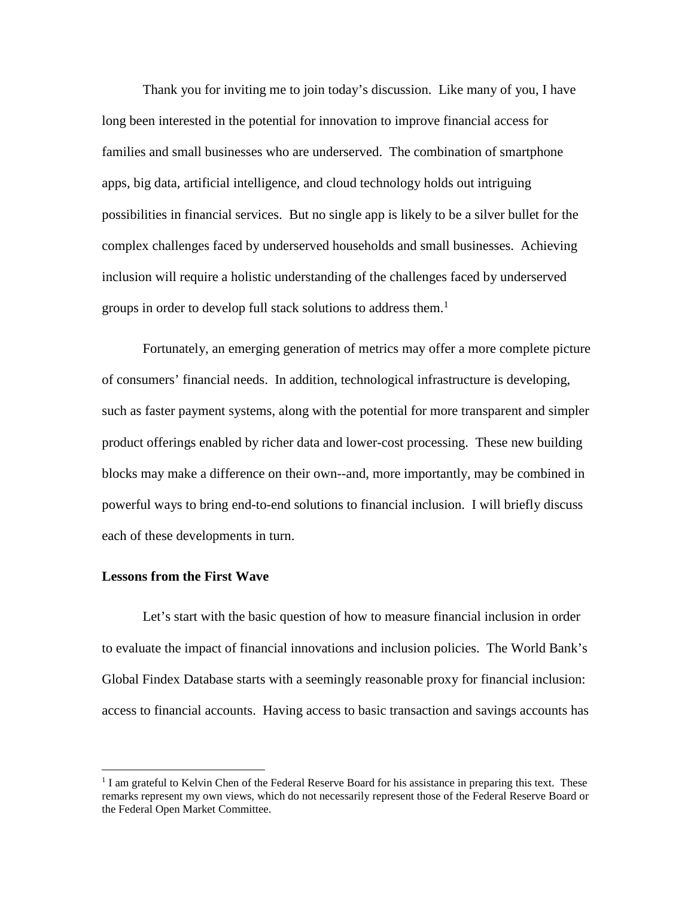Thank you for inviting me to join today's discussion. Like many of you, I have long been interested in the potential for innovation to improve financial access for families and small businesses who are underserved. The combination of smartphone apps, big data, artificial intelligence, and cloud technology holds out intriguing possibilities in financial services. But no single app is likely to be a silver bullet for the complex challenges faced by underserved households and small businesses. Achieving inclusion will require a holistic understanding of the challenges faced by underserved groups in order to develop full stack solutions to address them.[1]

Fortunately, an emerging generation of metrics may offer a more complete picture of consumers' financial needs. In addition, technological infrastructure is developing, such as faster payment systems, along with the potential for more transparent and simpler product offerings enabled by richer data and lower-cost processing. These new building blocks may make a difference on their own--and, more importantly, may be combined in powerful ways to bring end-to-end solutions to financial inclusion. I will briefly discuss each of these developments in turn.

**Lessons from the First Wave**

Let's start with the basic question of how to measure financial inclusion in order to evaluate the impact of financial innovations and inclusion policies. The World Bank's Global Findex Database starts with a seemingly reasonable proxy for financial inclusion: access to financial accounts. Having access to basic transaction and savings accounts has

[1] I am grateful to Kelvin Chen of the Federal Reserve Board for his assistance in preparing this text. These remarks represent my own views, which do not necessarily represent those of the Federal Reserve Board or the Federal Open Market Committee.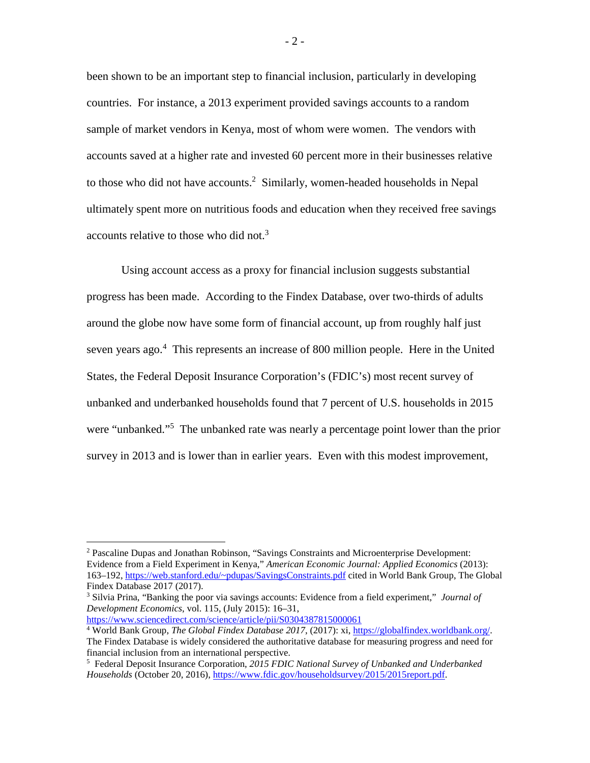been shown to be an important step to financial inclusion, particularly in developing countries. For instance, a 2013 experiment provided savings accounts to a random sample of market vendors in Kenya, most of whom were women. The vendors with accounts saved at a higher rate and invested 60 percent more in their businesses relative to those who did not have accounts.[2] Similarly, women-headed households in Nepal ultimately spent more on nutritious foods and education when they received free savings accounts relative to those who did not.[3]

Using account access as a proxy for financial inclusion suggests substantial progress has been made. According to the Findex Database, over two-thirds of adults around the globe now have some form of financial account, up from roughly half just seven years ago.[4] This represents an increase of 800 million people. Here in the United States, the Federal Deposit Insurance Corporation's (FDIC's) most recent survey of unbanked and underbanked households found that 7 percent of U.S. households in 2015 were "unbanked."[5] The unbanked rate was nearly a percentage point lower than the prior survey in 2013 and is lower than in earlier years. Even with this modest improvement,

---

[2] Pascaline Dupas and Jonathan Robinson, "Savings Constraints and Microenterprise Development: Evidence from a Field Experiment in Kenya," *American Economic Journal: Applied Economics* (2013): 163–192, https://web.stanford.edu/~pdupas/SavingsConstraints.pdf cited in World Bank Group, The Global Findex Database 2017 (2017).

[3] Silvia Prina, "Banking the poor via savings accounts: Evidence from a field experiment," *Journal of Development Economics*, vol. 115, (July 2015): 16–31, https://www.sciencedirect.com/science/article/pii/S0304387815000061

[4] World Bank Group, *The Global Findex Database 2017*, (2017): xi, https://globalfindex.worldbank.org/. The Findex Database is widely considered the authoritative database for measuring progress and need for financial inclusion from an international perspective.

[5] Federal Deposit Insurance Corporation, *2015 FDIC National Survey of Unbanked and Underbanked Households* (October 20, 2016), https://www.fdic.gov/householdsurvey/2015/2015report.pdf.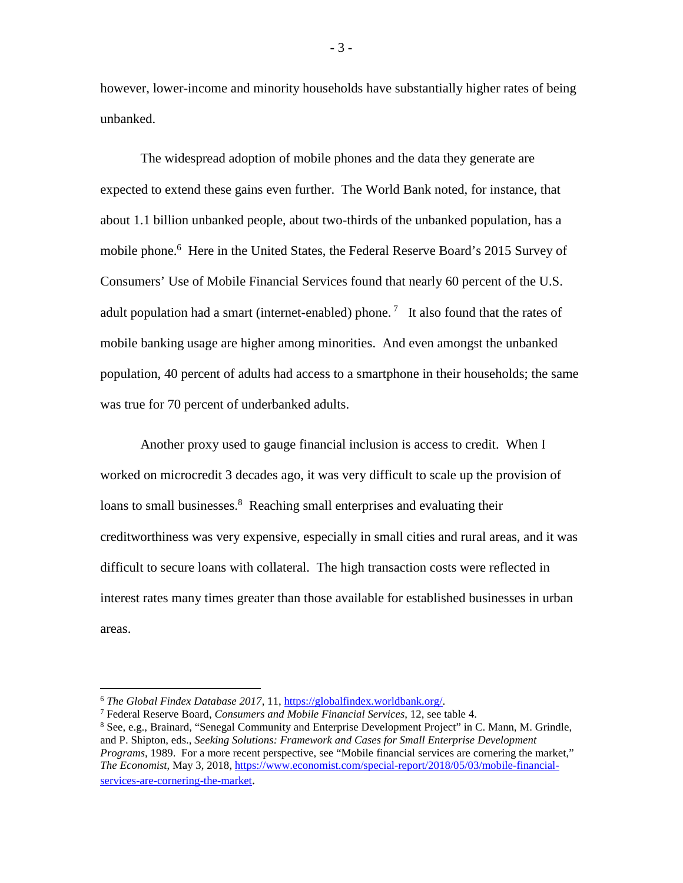however, lower-income and minority households have substantially higher rates of being unbanked.

The widespread adoption of mobile phones and the data they generate are expected to extend these gains even further. The World Bank noted, for instance, that about 1.1 billion unbanked people, about two-thirds of the unbanked population, has a mobile phone.[6] Here in the United States, the Federal Reserve Board's 2015 Survey of Consumers' Use of Mobile Financial Services found that nearly 60 percent of the U.S. adult population had a smart (internet-enabled) phone.[7] It also found that the rates of mobile banking usage are higher among minorities. And even amongst the unbanked population, 40 percent of adults had access to a smartphone in their households; the same was true for 70 percent of underbanked adults.

Another proxy used to gauge financial inclusion is access to credit. When I worked on microcredit 3 decades ago, it was very difficult to scale up the provision of loans to small businesses.[8] Reaching small enterprises and evaluating their creditworthiness was very expensive, especially in small cities and rural areas, and it was difficult to secure loans with collateral. The high transaction costs were reflected in interest rates many times greater than those available for established businesses in urban areas.

---

[6] *The Global Findex Database 2017*, 11, https://globalfindex.worldbank.org/.

[7] Federal Reserve Board, *Consumers and Mobile Financial Services*, 12, see table 4.

[8] See, e.g., Brainard, "Senegal Community and Enterprise Development Project" in C. Mann, M. Grindle, and P. Shipton, eds., *Seeking Solutions: Framework and Cases for Small Enterprise Development Programs*, 1989. For a more recent perspective, see "Mobile financial services are cornering the market," *The Economist*, May 3, 2018, https://www.economist.com/special-report/2018/05/03/mobile-financial-services-are-cornering-the-market.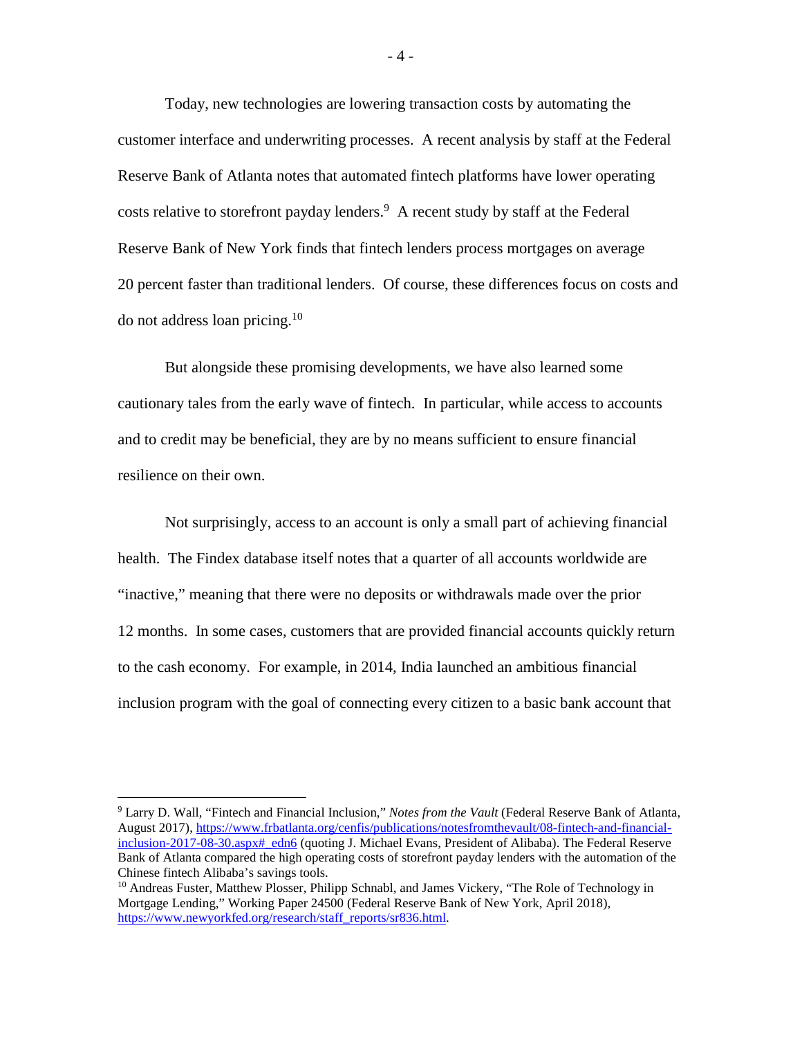Today, new technologies are lowering transaction costs by automating the customer interface and underwriting processes. A recent analysis by staff at the Federal Reserve Bank of Atlanta notes that automated fintech platforms have lower operating costs relative to storefront payday lenders.[9] A recent study by staff at the Federal Reserve Bank of New York finds that fintech lenders process mortgages on average 20 percent faster than traditional lenders. Of course, these differences focus on costs and do not address loan pricing.[10]

But alongside these promising developments, we have also learned some cautionary tales from the early wave of fintech. In particular, while access to accounts and to credit may be beneficial, they are by no means sufficient to ensure financial resilience on their own.

Not surprisingly, access to an account is only a small part of achieving financial health. The Findex database itself notes that a quarter of all accounts worldwide are "inactive," meaning that there were no deposits or withdrawals made over the prior 12 months. In some cases, customers that are provided financial accounts quickly return to the cash economy. For example, in 2014, India launched an ambitious financial inclusion program with the goal of connecting every citizen to a basic bank account that

---

[9] Larry D. Wall, "Fintech and Financial Inclusion," *Notes from the Vault* (Federal Reserve Bank of Atlanta, August 2017), https://www.frbatlanta.org/cenfis/publications/notesfromthevault/08-fintech-and-financial-inclusion-2017-08-30.aspx#_edn6 (quoting J. Michael Evans, President of Alibaba). The Federal Reserve Bank of Atlanta compared the high operating costs of storefront payday lenders with the automation of the Chinese fintech Alibaba's savings tools.

[10] Andreas Fuster, Matthew Plosser, Philipp Schnabl, and James Vickery, "The Role of Technology in Mortgage Lending," Working Paper 24500 (Federal Reserve Bank of New York, April 2018), https://www.newyorkfed.org/research/staff_reports/sr836.html.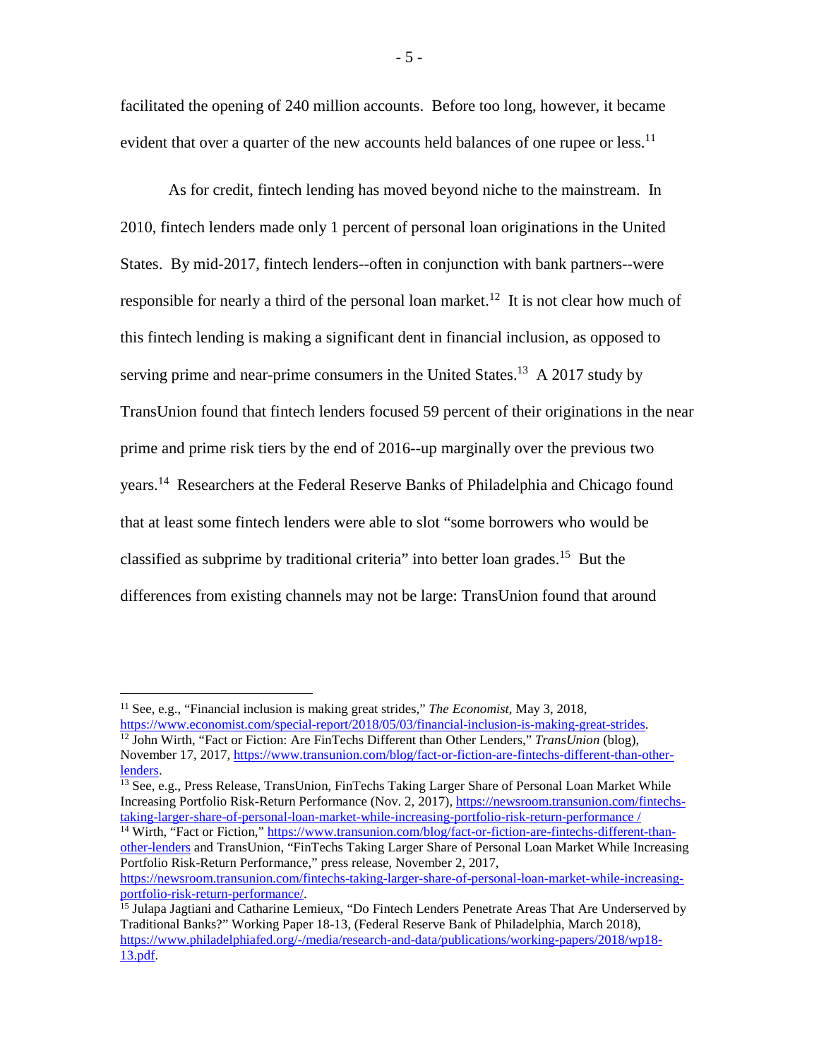facilitated the opening of 240 million accounts. Before too long, however, it became evident that over a quarter of the new accounts held balances of one rupee or less.[11]

As for credit, fintech lending has moved beyond niche to the mainstream. In 2010, fintech lenders made only 1 percent of personal loan originations in the United States. By mid-2017, fintech lenders--often in conjunction with bank partners--were responsible for nearly a third of the personal loan market.[12] It is not clear how much of this fintech lending is making a significant dent in financial inclusion, as opposed to serving prime and near-prime consumers in the United States.[13] A 2017 study by TransUnion found that fintech lenders focused 59 percent of their originations in the near prime and prime risk tiers by the end of 2016--up marginally over the previous two years.[14] Researchers at the Federal Reserve Banks of Philadelphia and Chicago found that at least some fintech lenders were able to slot "some borrowers who would be classified as subprime by traditional criteria" into better loan grades.[15] But the differences from existing channels may not be large: TransUnion found that around

---

[11] See, e.g., "Financial inclusion is making great strides," *The Economist*, May 3, 2018, https://www.economist.com/special-report/2018/05/03/financial-inclusion-is-making-great-strides.

[12] John Wirth, "Fact or Fiction: Are FinTechs Different than Other Lenders," *TransUnion* (blog), November 17, 2017, https://www.transunion.com/blog/fact-or-fiction-are-fintechs-different-than-other-lenders.

[13] See, e.g., Press Release, TransUnion, FinTechs Taking Larger Share of Personal Loan Market While Increasing Portfolio Risk-Return Performance (Nov. 2, 2017), https://newsroom.transunion.com/fintechs-taking-larger-share-of-personal-loan-market-while-increasing-portfolio-risk-return-performance /

[14] Wirth, "Fact or Fiction," https://www.transunion.com/blog/fact-or-fiction-are-fintechs-different-than-other-lenders and TransUnion, "FinTechs Taking Larger Share of Personal Loan Market While Increasing Portfolio Risk-Return Performance," press release, November 2, 2017, https://newsroom.transunion.com/fintechs-taking-larger-share-of-personal-loan-market-while-increasing-portfolio-risk-return-performance/.

[15] Julapa Jagtiani and Catharine Lemieux, "Do Fintech Lenders Penetrate Areas That Are Underserved by Traditional Banks?" Working Paper 18-13, (Federal Reserve Bank of Philadelphia, March 2018), https://www.philadelphiafed.org/-/media/research-and-data/publications/working-papers/2018/wp18-13.pdf.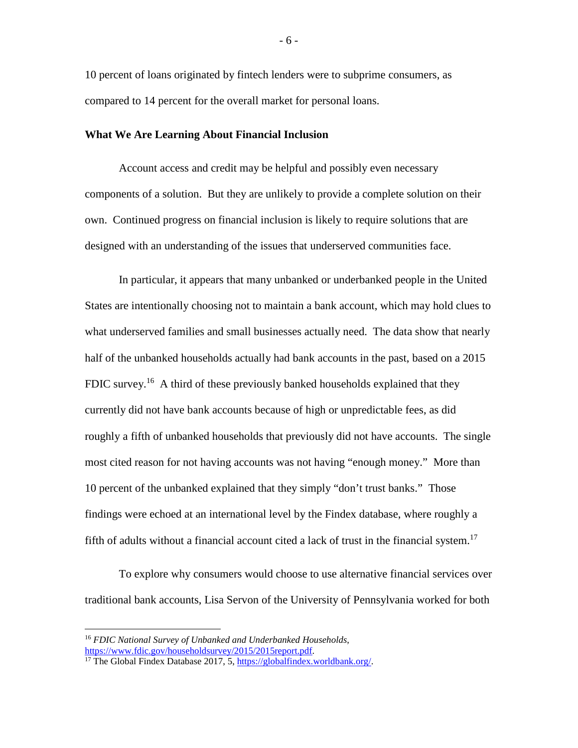10 percent of loans originated by fintech lenders were to subprime consumers, as compared to 14 percent for the overall market for personal loans.

**What We Are Learning About Financial Inclusion**

Account access and credit may be helpful and possibly even necessary components of a solution. But they are unlikely to provide a complete solution on their own. Continued progress on financial inclusion is likely to require solutions that are designed with an understanding of the issues that underserved communities face.

In particular, it appears that many unbanked or underbanked people in the United States are intentionally choosing not to maintain a bank account, which may hold clues to what underserved families and small businesses actually need. The data show that nearly half of the unbanked households actually had bank accounts in the past, based on a 2015 FDIC survey.[16] A third of these previously banked households explained that they currently did not have bank accounts because of high or unpredictable fees, as did roughly a fifth of unbanked households that previously did not have accounts. The single most cited reason for not having accounts was not having "enough money." More than 10 percent of the unbanked explained that they simply "don't trust banks." Those findings were echoed at an international level by the Findex database, where roughly a fifth of adults without a financial account cited a lack of trust in the financial system.[17]

To explore why consumers would choose to use alternative financial services over traditional bank accounts, Lisa Servon of the University of Pennsylvania worked for both

[16] *FDIC National Survey of Unbanked and Underbanked Households*, https://www.fdic.gov/householdsurvey/2015/2015report.pdf.

[17] The Global Findex Database 2017, 5, https://globalfindex.worldbank.org/.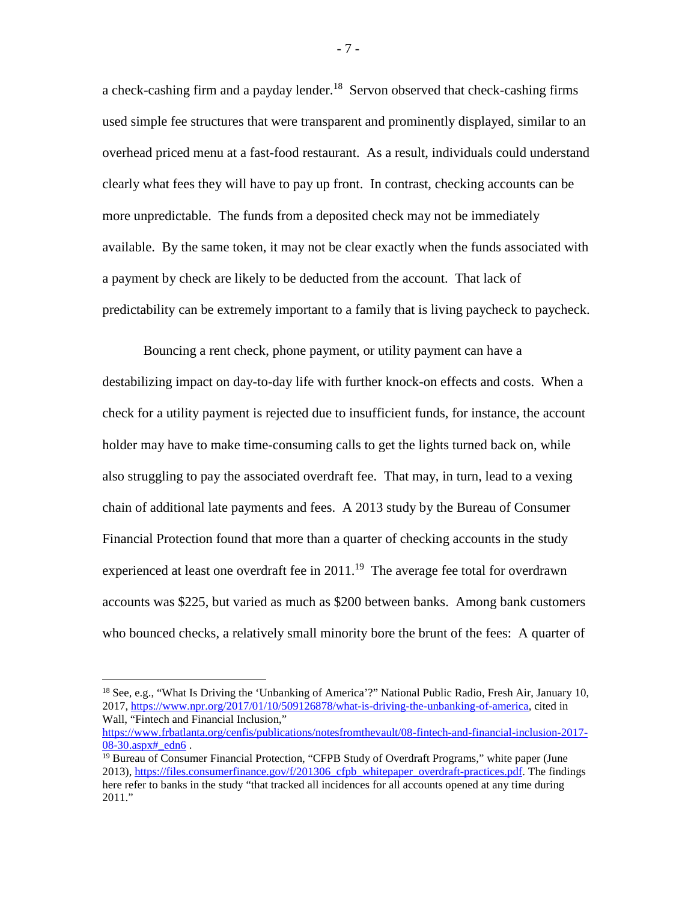a check-cashing firm and a payday lender.[18] Servon observed that check-cashing firms used simple fee structures that were transparent and prominently displayed, similar to an overhead priced menu at a fast-food restaurant. As a result, individuals could understand clearly what fees they will have to pay up front. In contrast, checking accounts can be more unpredictable. The funds from a deposited check may not be immediately available. By the same token, it may not be clear exactly when the funds associated with a payment by check are likely to be deducted from the account. That lack of predictability can be extremely important to a family that is living paycheck to paycheck.

Bouncing a rent check, phone payment, or utility payment can have a destabilizing impact on day-to-day life with further knock-on effects and costs. When a check for a utility payment is rejected due to insufficient funds, for instance, the account holder may have to make time-consuming calls to get the lights turned back on, while also struggling to pay the associated overdraft fee. That may, in turn, lead to a vexing chain of additional late payments and fees. A 2013 study by the Bureau of Consumer Financial Protection found that more than a quarter of checking accounts in the study experienced at least one overdraft fee in 2011.[19] The average fee total for overdrawn accounts was $225, but varied as much as $200 between banks. Among bank customers who bounced checks, a relatively small minority bore the brunt of the fees: A quarter of

---

[18] See, e.g., "What Is Driving the 'Unbanking of America'?" National Public Radio, Fresh Air, January 10, 2017, https://www.npr.org/2017/01/10/509126878/what-is-driving-the-unbanking-of-america, cited in Wall, "Fintech and Financial Inclusion," https://www.frbatlanta.org/cenfis/publications/notesfromthevault/08-fintech-and-financial-inclusion-2017-08-30.aspx#_edn6 .

[19] Bureau of Consumer Financial Protection, "CFPB Study of Overdraft Programs," white paper (June 2013), https://files.consumerfinance.gov/f/201306_cfpb_whitepaper_overdraft-practices.pdf. The findings here refer to banks in the study "that tracked all incidences for all accounts opened at any time during 2011."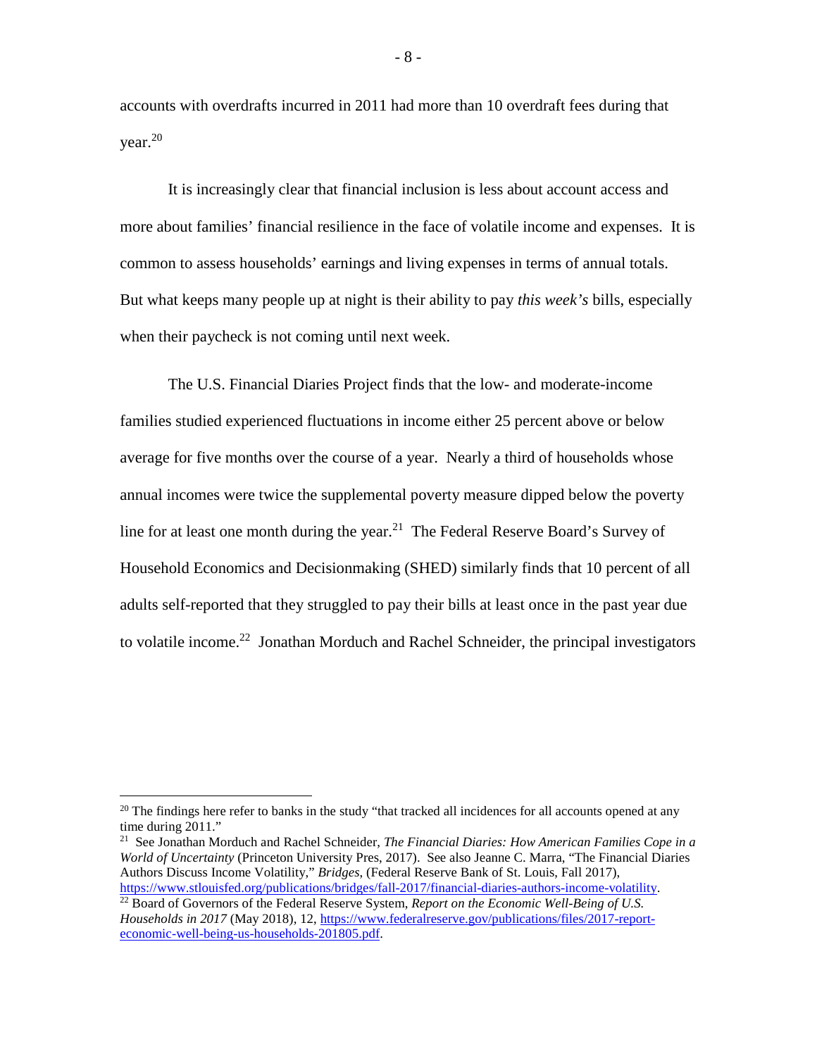accounts with overdrafts incurred in 2011 had more than 10 overdraft fees during that year.[20]

It is increasingly clear that financial inclusion is less about account access and more about families' financial resilience in the face of volatile income and expenses. It is common to assess households' earnings and living expenses in terms of annual totals. But what keeps many people up at night is their ability to pay *this week's* bills, especially when their paycheck is not coming until next week.

The U.S. Financial Diaries Project finds that the low- and moderate-income families studied experienced fluctuations in income either 25 percent above or below average for five months over the course of a year. Nearly a third of households whose annual incomes were twice the supplemental poverty measure dipped below the poverty line for at least one month during the year.[21] The Federal Reserve Board's Survey of Household Economics and Decisionmaking (SHED) similarly finds that 10 percent of all adults self-reported that they struggled to pay their bills at least once in the past year due to volatile income.[22] Jonathan Morduch and Rachel Schneider, the principal investigators

---

[20] The findings here refer to banks in the study "that tracked all incidences for all accounts opened at any time during 2011."

[21] See Jonathan Morduch and Rachel Schneider, *The Financial Diaries: How American Families Cope in a World of Uncertainty* (Princeton University Pres, 2017). See also Jeanne C. Marra, "The Financial Diaries Authors Discuss Income Volatility," *Bridges*, (Federal Reserve Bank of St. Louis, Fall 2017), https://www.stlouisfed.org/publications/bridges/fall-2017/financial-diaries-authors-income-volatility.

[22] Board of Governors of the Federal Reserve System, *Report on the Economic Well-Being of U.S. Households in 2017* (May 2018), 12, https://www.federalreserve.gov/publications/files/2017-report-economic-well-being-us-households-201805.pdf.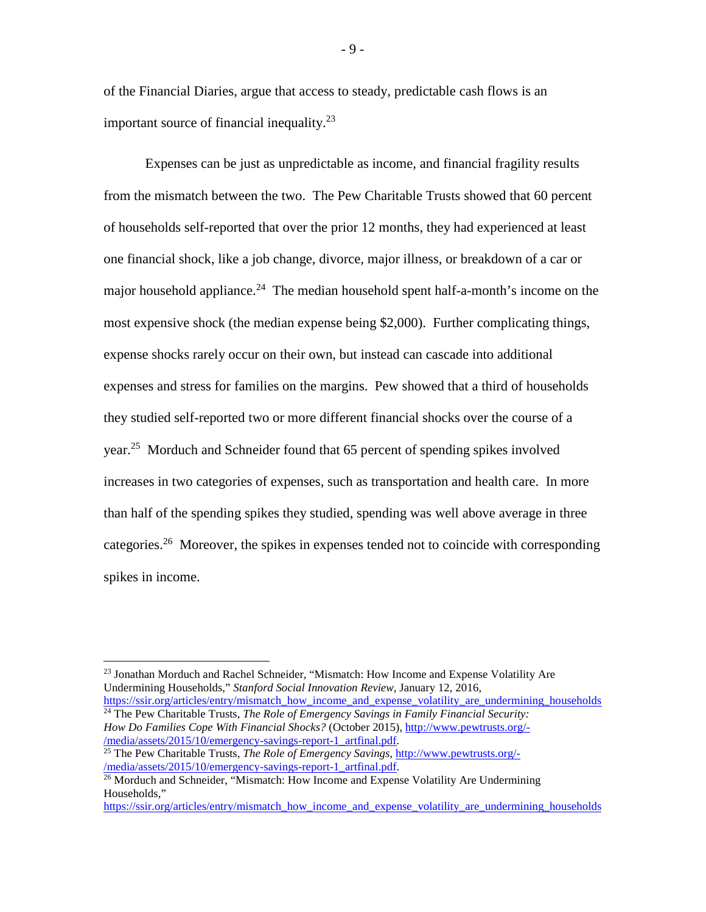of the Financial Diaries, argue that access to steady, predictable cash flows is an important source of financial inequality.[23]

Expenses can be just as unpredictable as income, and financial fragility results from the mismatch between the two. The Pew Charitable Trusts showed that 60 percent of households self-reported that over the prior 12 months, they had experienced at least one financial shock, like a job change, divorce, major illness, or breakdown of a car or major household appliance.[24] The median household spent half-a-month's income on the most expensive shock (the median expense being $2,000). Further complicating things, expense shocks rarely occur on their own, but instead can cascade into additional expenses and stress for families on the margins. Pew showed that a third of households they studied self-reported two or more different financial shocks over the course of a year.[25] Morduch and Schneider found that 65 percent of spending spikes involved increases in two categories of expenses, such as transportation and health care. In more than half of the spending spikes they studied, spending was well above average in three categories.[26] Moreover, the spikes in expenses tended not to coincide with corresponding spikes in income.

---

[23] Jonathan Morduch and Rachel Schneider, "Mismatch: How Income and Expense Volatility Are Undermining Households," *Stanford Social Innovation Review*, January 12, 2016, https://ssir.org/articles/entry/mismatch_how_income_and_expense_volatility_are_undermining_households

[24] The Pew Charitable Trusts, *The Role of Emergency Savings in Family Financial Security: How Do Families Cope With Financial Shocks?* (October 2015), http://www.pewtrusts.org/-/media/assets/2015/10/emergency-savings-report-1_artfinal.pdf.

[25] The Pew Charitable Trusts, *The Role of Emergency Savings*, http://www.pewtrusts.org/-/media/assets/2015/10/emergency-savings-report-1_artfinal.pdf.

[26] Morduch and Schneider, "Mismatch: How Income and Expense Volatility Are Undermining Households," https://ssir.org/articles/entry/mismatch_how_income_and_expense_volatility_are_undermining_households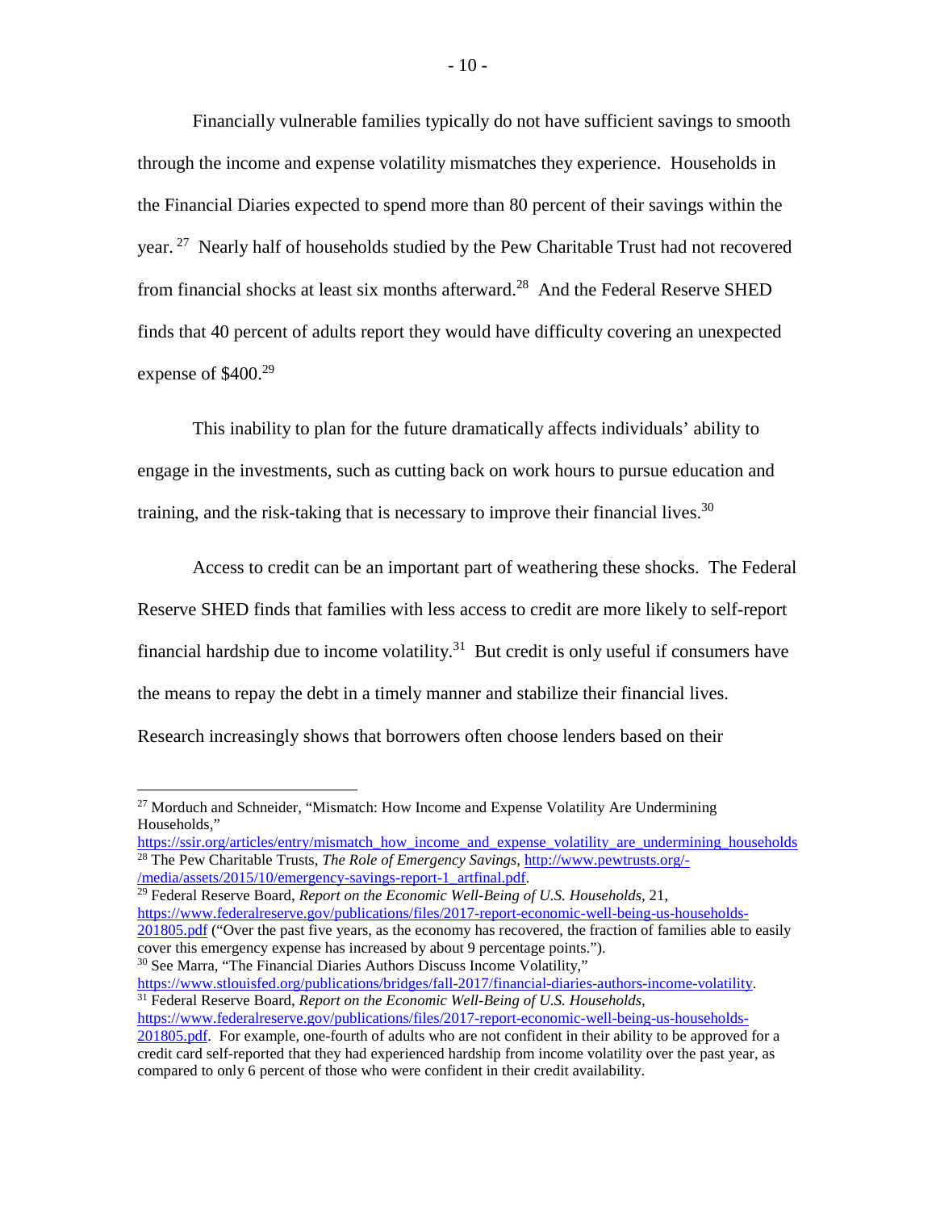Financially vulnerable families typically do not have sufficient savings to smooth through the income and expense volatility mismatches they experience. Households in the Financial Diaries expected to spend more than 80 percent of their savings within the year.[27] Nearly half of households studied by the Pew Charitable Trust had not recovered from financial shocks at least six months afterward.[28] And the Federal Reserve SHED finds that 40 percent of adults report they would have difficulty covering an unexpected expense of $400.[29]

This inability to plan for the future dramatically affects individuals' ability to engage in the investments, such as cutting back on work hours to pursue education and training, and the risk-taking that is necessary to improve their financial lives.[30]

Access to credit can be an important part of weathering these shocks. The Federal Reserve SHED finds that families with less access to credit are more likely to self-report financial hardship due to income volatility.[31] But credit is only useful if consumers have the means to repay the debt in a timely manner and stabilize their financial lives. Research increasingly shows that borrowers often choose lenders based on their

---

[27] Morduch and Schneider, "Mismatch: How Income and Expense Volatility Are Undermining Households," https://ssir.org/articles/entry/mismatch_how_income_and_expense_volatility_are_undermining_households

[28] The Pew Charitable Trusts, *The Role of Emergency Savings*, http://www.pewtrusts.org/-/media/assets/2015/10/emergency-savings-report-1_artfinal.pdf.

[29] Federal Reserve Board, *Report on the Economic Well-Being of U.S. Households*, 21, https://www.federalreserve.gov/publications/files/2017-report-economic-well-being-us-households-201805.pdf ("Over the past five years, as the economy has recovered, the fraction of families able to easily cover this emergency expense has increased by about 9 percentage points.").

[30] See Marra, "The Financial Diaries Authors Discuss Income Volatility," https://www.stlouisfed.org/publications/bridges/fall-2017/financial-diaries-authors-income-volatility.

[31] Federal Reserve Board, *Report on the Economic Well-Being of U.S. Households*, https://www.federalreserve.gov/publications/files/2017-report-economic-well-being-us-households-201805.pdf. For example, one-fourth of adults who are not confident in their ability to be approved for a credit card self-reported that they had experienced hardship from income volatility over the past year, as compared to only 6 percent of those who were confident in their credit availability.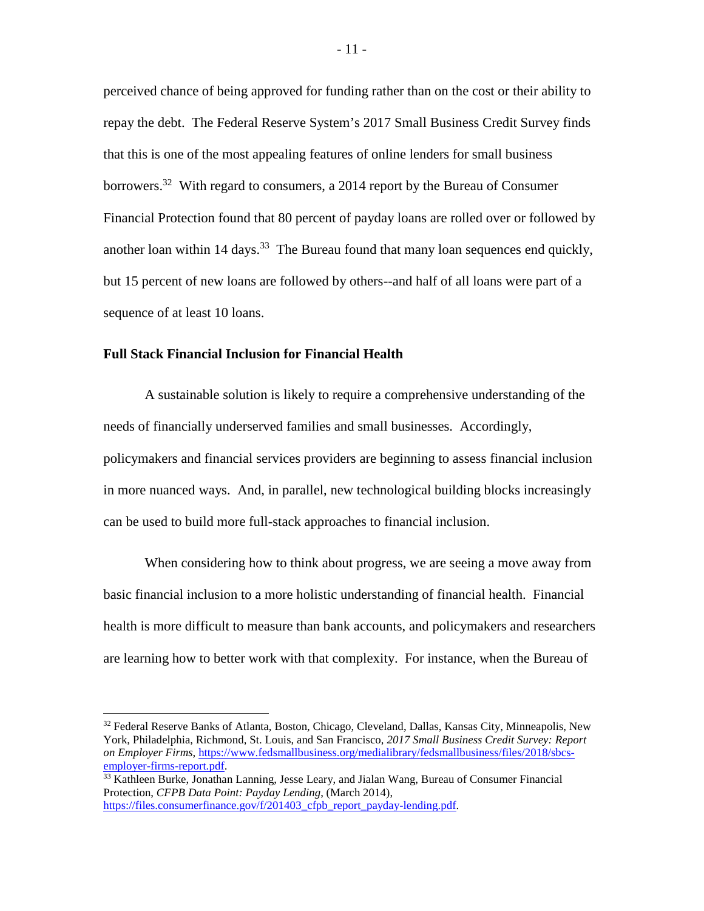perceived chance of being approved for funding rather than on the cost or their ability to repay the debt. The Federal Reserve System's 2017 Small Business Credit Survey finds that this is one of the most appealing features of online lenders for small business borrowers.[32] With regard to consumers, a 2014 report by the Bureau of Consumer Financial Protection found that 80 percent of payday loans are rolled over or followed by another loan within 14 days.[33] The Bureau found that many loan sequences end quickly, but 15 percent of new loans are followed by others--and half of all loans were part of a sequence of at least 10 loans.

**Full Stack Financial Inclusion for Financial Health**

A sustainable solution is likely to require a comprehensive understanding of the needs of financially underserved families and small businesses. Accordingly, policymakers and financial services providers are beginning to assess financial inclusion in more nuanced ways. And, in parallel, new technological building blocks increasingly can be used to build more full-stack approaches to financial inclusion.

When considering how to think about progress, we are seeing a move away from basic financial inclusion to a more holistic understanding of financial health. Financial health is more difficult to measure than bank accounts, and policymakers and researchers are learning how to better work with that complexity. For instance, when the Bureau of

---

[32] Federal Reserve Banks of Atlanta, Boston, Chicago, Cleveland, Dallas, Kansas City, Minneapolis, New York, Philadelphia, Richmond, St. Louis, and San Francisco, *2017 Small Business Credit Survey: Report on Employer Firms*, https://www.fedsmallbusiness.org/medialibrary/fedsmallbusiness/files/2018/sbcs-employer-firms-report.pdf.

[33] Kathleen Burke, Jonathan Lanning, Jesse Leary, and Jialan Wang, Bureau of Consumer Financial Protection, *CFPB Data Point: Payday Lending*, (March 2014), https://files.consumerfinance.gov/f/201403_cfpb_report_payday-lending.pdf.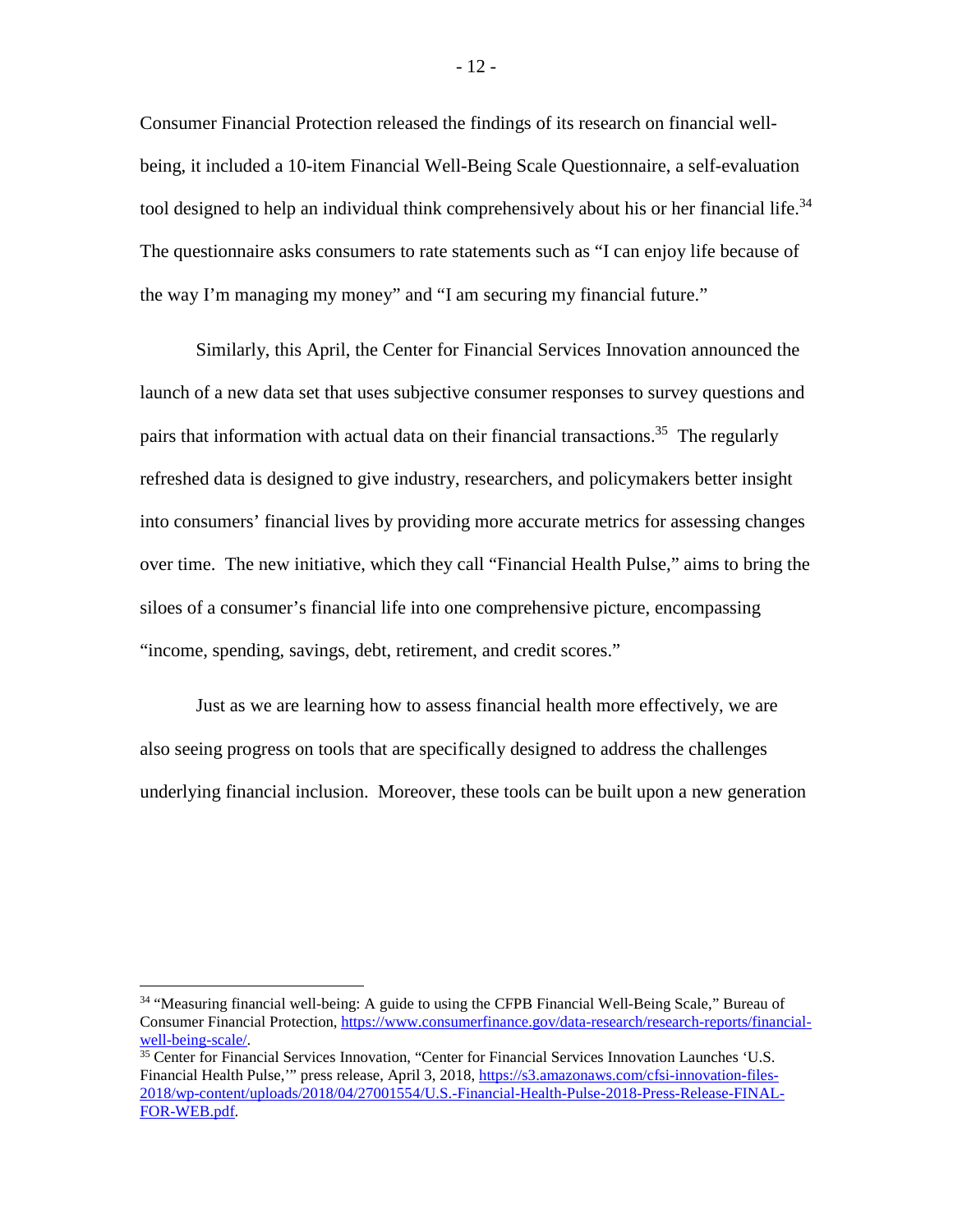Consumer Financial Protection released the findings of its research on financial well-being, it included a 10-item Financial Well-Being Scale Questionnaire, a self-evaluation tool designed to help an individual think comprehensively about his or her financial life.[34] The questionnaire asks consumers to rate statements such as "I can enjoy life because of the way I'm managing my money" and "I am securing my financial future."

Similarly, this April, the Center for Financial Services Innovation announced the launch of a new data set that uses subjective consumer responses to survey questions and pairs that information with actual data on their financial transactions.[35] The regularly refreshed data is designed to give industry, researchers, and policymakers better insight into consumers' financial lives by providing more accurate metrics for assessing changes over time. The new initiative, which they call "Financial Health Pulse," aims to bring the siloes of a consumer's financial life into one comprehensive picture, encompassing "income, spending, savings, debt, retirement, and credit scores."

Just as we are learning how to assess financial health more effectively, we are also seeing progress on tools that are specifically designed to address the challenges underlying financial inclusion. Moreover, these tools can be built upon a new generation

---

[34] "Measuring financial well-being: A guide to using the CFPB Financial Well-Being Scale," Bureau of Consumer Financial Protection, https://www.consumerfinance.gov/data-research/research-reports/financial-well-being-scale/.

[35] Center for Financial Services Innovation, "Center for Financial Services Innovation Launches 'U.S. Financial Health Pulse,'" press release, April 3, 2018, https://s3.amazonaws.com/cfsi-innovation-files-2018/wp-content/uploads/2018/04/27001554/U.S.-Financial-Health-Pulse-2018-Press-Release-FINAL-FOR-WEB.pdf.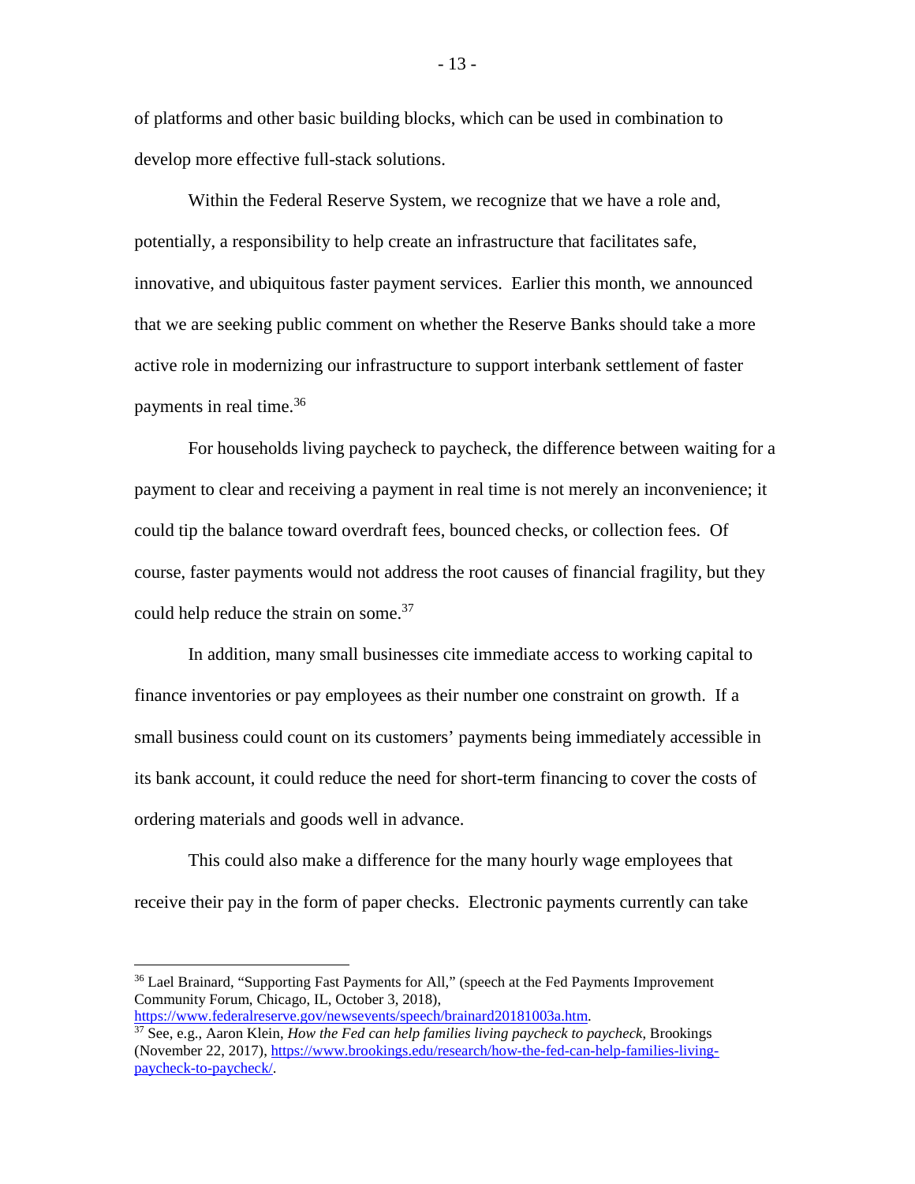of platforms and other basic building blocks, which can be used in combination to develop more effective full-stack solutions.

Within the Federal Reserve System, we recognize that we have a role and, potentially, a responsibility to help create an infrastructure that facilitates safe, innovative, and ubiquitous faster payment services. Earlier this month, we announced that we are seeking public comment on whether the Reserve Banks should take a more active role in modernizing our infrastructure to support interbank settlement of faster payments in real time.[36]

For households living paycheck to paycheck, the difference between waiting for a payment to clear and receiving a payment in real time is not merely an inconvenience; it could tip the balance toward overdraft fees, bounced checks, or collection fees. Of course, faster payments would not address the root causes of financial fragility, but they could help reduce the strain on some.[37]

In addition, many small businesses cite immediate access to working capital to finance inventories or pay employees as their number one constraint on growth. If a small business could count on its customers' payments being immediately accessible in its bank account, it could reduce the need for short-term financing to cover the costs of ordering materials and goods well in advance.

This could also make a difference for the many hourly wage employees that receive their pay in the form of paper checks. Electronic payments currently can take

---

[36] Lael Brainard, "Supporting Fast Payments for All," (speech at the Fed Payments Improvement Community Forum, Chicago, IL, October 3, 2018), https://www.federalreserve.gov/newsevents/speech/brainard20181003a.htm.

[37] See, e.g., Aaron Klein, *How the Fed can help families living paycheck to paycheck*, Brookings (November 22, 2017), https://www.brookings.edu/research/how-the-fed-can-help-families-living-paycheck-to-paycheck/.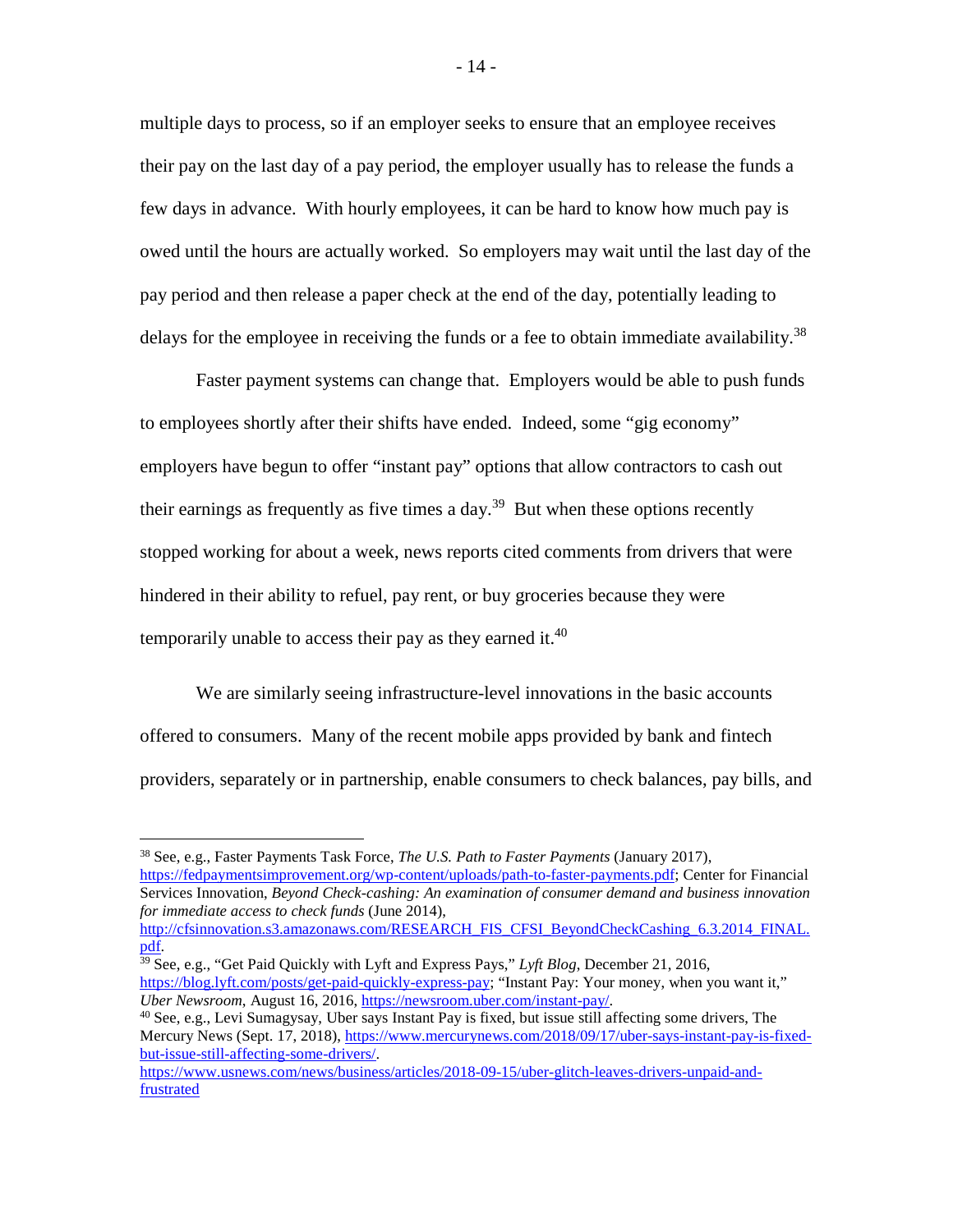multiple days to process, so if an employer seeks to ensure that an employee receives their pay on the last day of a pay period, the employer usually has to release the funds a few days in advance. With hourly employees, it can be hard to know how much pay is owed until the hours are actually worked. So employers may wait until the last day of the pay period and then release a paper check at the end of the day, potentially leading to delays for the employee in receiving the funds or a fee to obtain immediate availability.[38]

Faster payment systems can change that. Employers would be able to push funds to employees shortly after their shifts have ended. Indeed, some "gig economy" employers have begun to offer "instant pay" options that allow contractors to cash out their earnings as frequently as five times a day.[39] But when these options recently stopped working for about a week, news reports cited comments from drivers that were hindered in their ability to refuel, pay rent, or buy groceries because they were temporarily unable to access their pay as they earned it.[40]

We are similarly seeing infrastructure-level innovations in the basic accounts offered to consumers. Many of the recent mobile apps provided by bank and fintech providers, separately or in partnership, enable consumers to check balances, pay bills, and

---

[38] See, e.g., Faster Payments Task Force, *The U.S. Path to Faster Payments* (January 2017), https://fedpaymentsimprovement.org/wp-content/uploads/path-to-faster-payments.pdf; Center for Financial Services Innovation, *Beyond Check-cashing: An examination of consumer demand and business innovation for immediate access to check funds* (June 2014), http://cfsinnovation.s3.amazonaws.com/RESEARCH_FIS_CFSI_BeyondCheckCashing_6.3.2014_FINAL.pdf.

[39] See, e.g., "Get Paid Quickly with Lyft and Express Pays," *Lyft Blog*, December 21, 2016, https://blog.lyft.com/posts/get-paid-quickly-express-pay; "Instant Pay: Your money, when you want it," *Uber Newsroom*, August 16, 2016, https://newsroom.uber.com/instant-pay/.

[40] See, e.g., Levi Sumagysay, Uber says Instant Pay is fixed, but issue still affecting some drivers, The Mercury News (Sept. 17, 2018), https://www.mercurynews.com/2018/09/17/uber-says-instant-pay-is-fixed-but-issue-still-affecting-some-drivers/. https://www.usnews.com/news/business/articles/2018-09-15/uber-glitch-leaves-drivers-unpaid-and-frustrated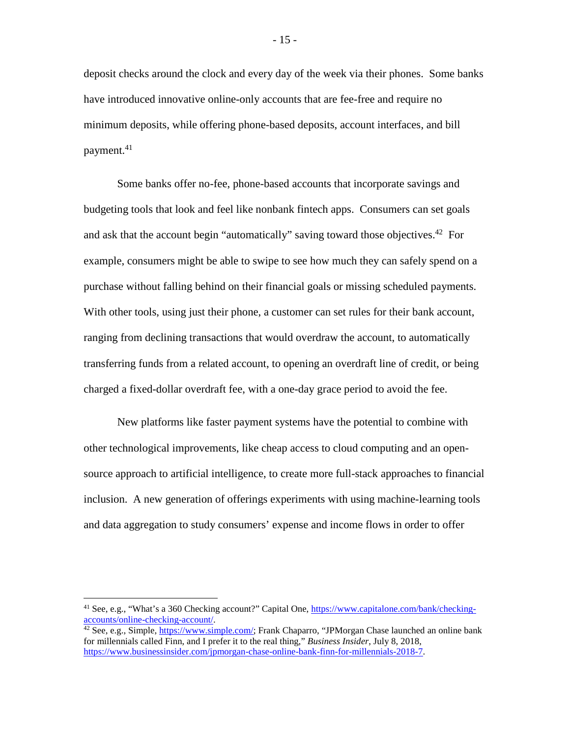deposit checks around the clock and every day of the week via their phones. Some banks have introduced innovative online-only accounts that are fee-free and require no minimum deposits, while offering phone-based deposits, account interfaces, and bill payment.[41]

Some banks offer no-fee, phone-based accounts that incorporate savings and budgeting tools that look and feel like nonbank fintech apps. Consumers can set goals and ask that the account begin "automatically" saving toward those objectives.[42] For example, consumers might be able to swipe to see how much they can safely spend on a purchase without falling behind on their financial goals or missing scheduled payments. With other tools, using just their phone, a customer can set rules for their bank account, ranging from declining transactions that would overdraw the account, to automatically transferring funds from a related account, to opening an overdraft line of credit, or being charged a fixed-dollar overdraft fee, with a one-day grace period to avoid the fee.

New platforms like faster payment systems have the potential to combine with other technological improvements, like cheap access to cloud computing and an open-source approach to artificial intelligence, to create more full-stack approaches to financial inclusion. A new generation of offerings experiments with using machine-learning tools and data aggregation to study consumers' expense and income flows in order to offer

---

[41] See, e.g., "What's a 360 Checking account?" Capital One, https://www.capitalone.com/bank/checking-accounts/online-checking-account/.

[42] See, e.g., Simple, https://www.simple.com/; Frank Chaparro, "JPMorgan Chase launched an online bank for millennials called Finn, and I prefer it to the real thing," *Business Insider*, July 8, 2018, https://www.businessinsider.com/jpmorgan-chase-online-bank-finn-for-millennials-2018-7.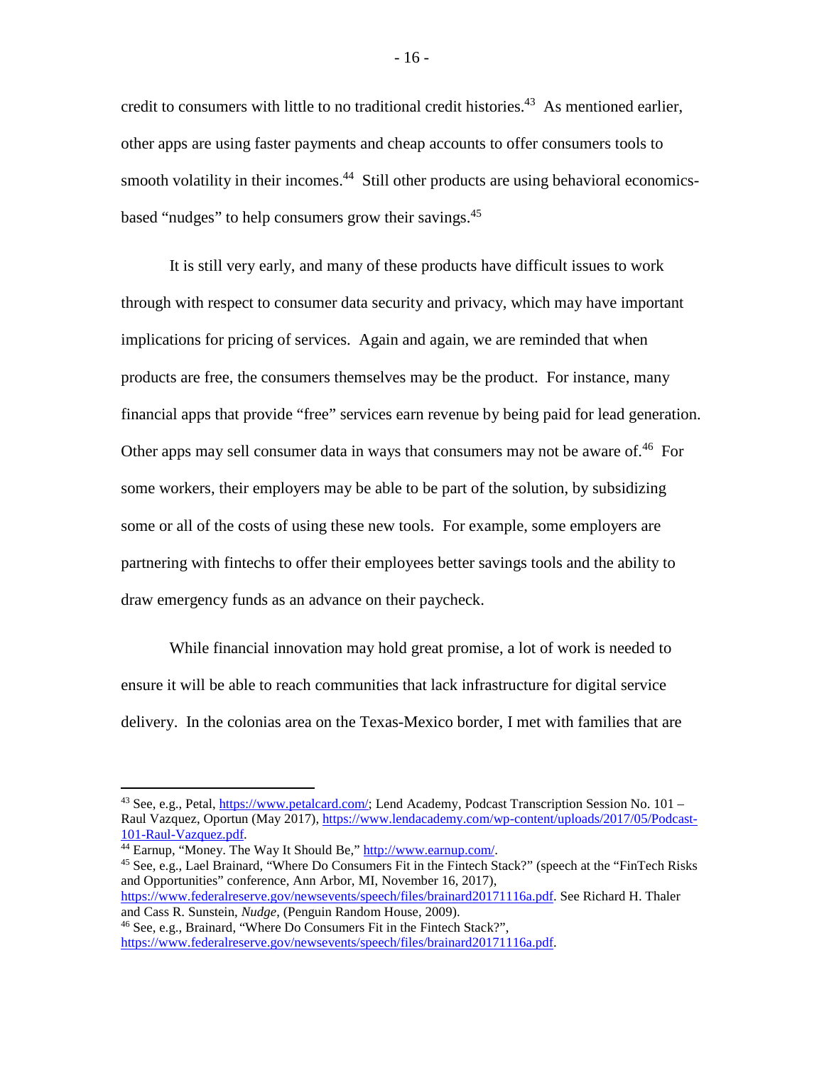credit to consumers with little to no traditional credit histories.[43] As mentioned earlier, other apps are using faster payments and cheap accounts to offer consumers tools to smooth volatility in their incomes.[44] Still other products are using behavioral economics-based "nudges" to help consumers grow their savings.[45]

It is still very early, and many of these products have difficult issues to work through with respect to consumer data security and privacy, which may have important implications for pricing of services. Again and again, we are reminded that when products are free, the consumers themselves may be the product. For instance, many financial apps that provide "free" services earn revenue by being paid for lead generation. Other apps may sell consumer data in ways that consumers may not be aware of.[46] For some workers, their employers may be able to be part of the solution, by subsidizing some or all of the costs of using these new tools. For example, some employers are partnering with fintechs to offer their employees better savings tools and the ability to draw emergency funds as an advance on their paycheck.

While financial innovation may hold great promise, a lot of work is needed to ensure it will be able to reach communities that lack infrastructure for digital service delivery. In the colonias area on the Texas-Mexico border, I met with families that are

---

[43] See, e.g., Petal, https://www.petalcard.com/; Lend Academy, Podcast Transcription Session No. 101 – Raul Vazquez, Oportun (May 2017), https://www.lendacademy.com/wp-content/uploads/2017/05/Podcast-101-Raul-Vazquez.pdf.

[44] Earnup, "Money. The Way It Should Be," http://www.earnup.com/.

[45] See, e.g., Lael Brainard, "Where Do Consumers Fit in the Fintech Stack?" (speech at the "FinTech Risks and Opportunities" conference, Ann Arbor, MI, November 16, 2017), https://www.federalreserve.gov/newsevents/speech/files/brainard20171116a.pdf. See Richard H. Thaler and Cass R. Sunstein, *Nudge*, (Penguin Random House, 2009).

[46] See, e.g., Brainard, "Where Do Consumers Fit in the Fintech Stack?", https://www.federalreserve.gov/newsevents/speech/files/brainard20171116a.pdf.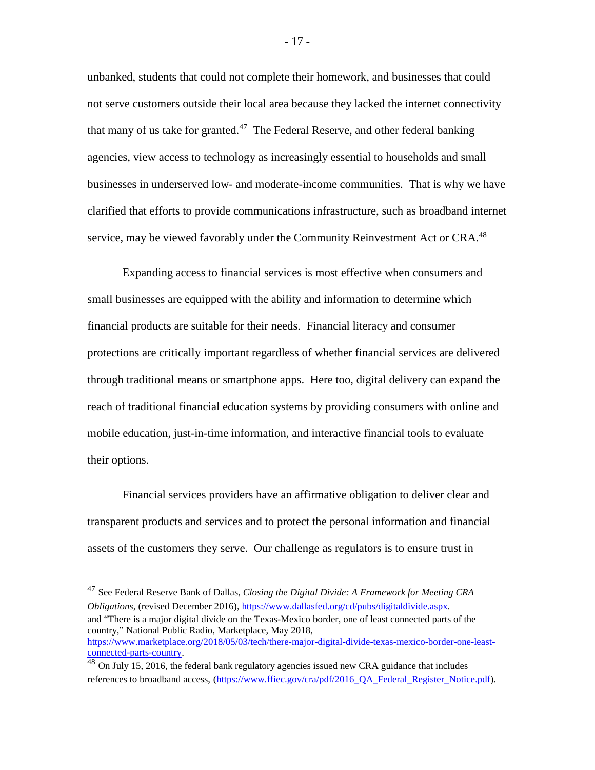unbanked, students that could not complete their homework, and businesses that could not serve customers outside their local area because they lacked the internet connectivity that many of us take for granted.[47] The Federal Reserve, and other federal banking agencies, view access to technology as increasingly essential to households and small businesses in underserved low- and moderate-income communities. That is why we have clarified that efforts to provide communications infrastructure, such as broadband internet service, may be viewed favorably under the Community Reinvestment Act or CRA.[48]

Expanding access to financial services is most effective when consumers and small businesses are equipped with the ability and information to determine which financial products are suitable for their needs. Financial literacy and consumer protections are critically important regardless of whether financial services are delivered through traditional means or smartphone apps. Here too, digital delivery can expand the reach of traditional financial education systems by providing consumers with online and mobile education, just-in-time information, and interactive financial tools to evaluate their options.

Financial services providers have an affirmative obligation to deliver clear and transparent products and services and to protect the personal information and financial assets of the customers they serve. Our challenge as regulators is to ensure trust in

---

[47] See Federal Reserve Bank of Dallas, *Closing the Digital Divide: A Framework for Meeting CRA Obligations*, (revised December 2016), https://www.dallasfed.org/cd/pubs/digitaldivide.aspx. and "There is a major digital divide on the Texas-Mexico border, one of least connected parts of the country," National Public Radio, Marketplace, May 2018, https://www.marketplace.org/2018/05/03/tech/there-major-digital-divide-texas-mexico-border-one-least-connected-parts-country.

[48] On July 15, 2016, the federal bank regulatory agencies issued new CRA guidance that includes references to broadband access, (https://www.ffiec.gov/cra/pdf/2016_QA_Federal_Register_Notice.pdf).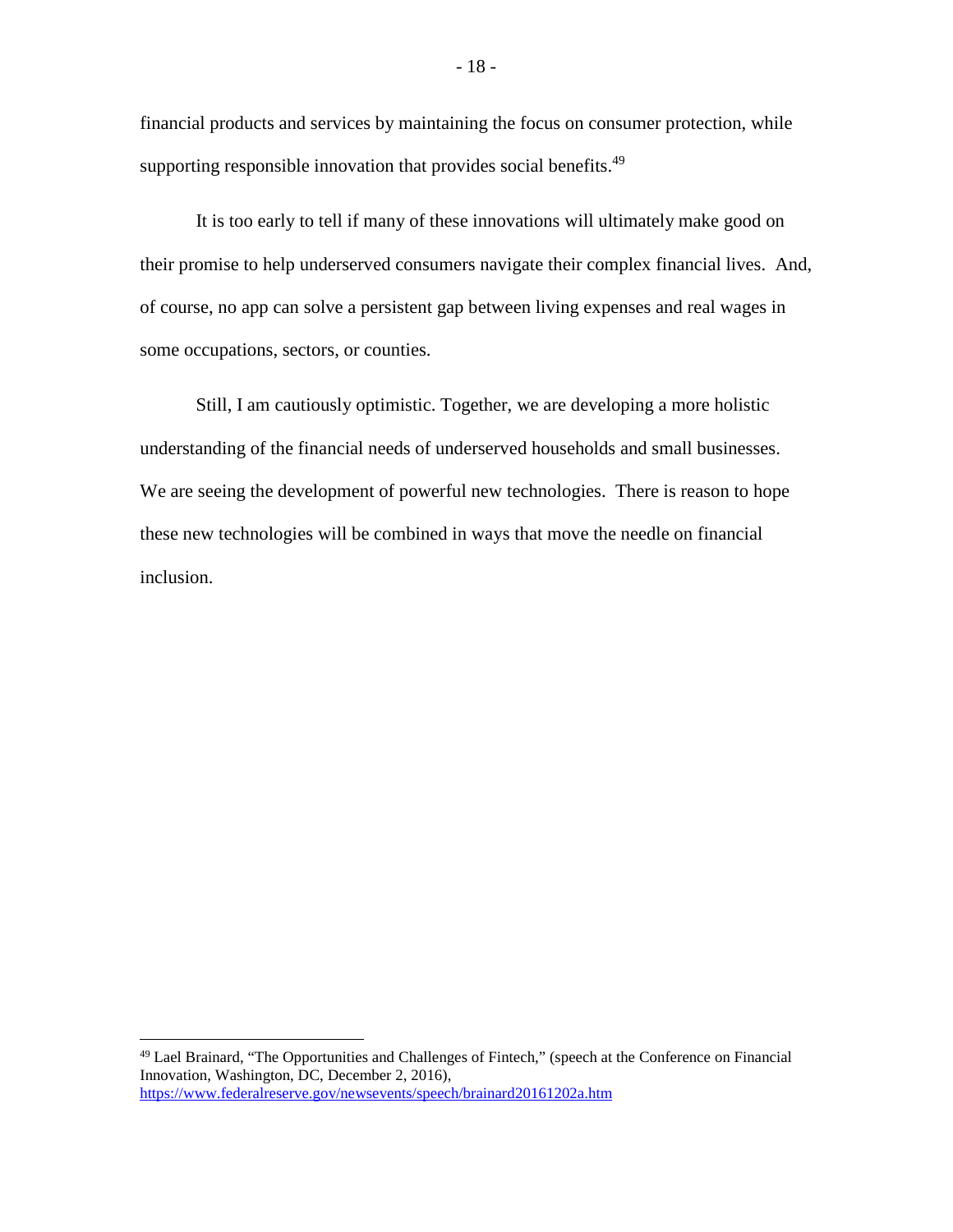financial products and services by maintaining the focus on consumer protection, while supporting responsible innovation that provides social benefits.[49]

It is too early to tell if many of these innovations will ultimately make good on their promise to help underserved consumers navigate their complex financial lives. And, of course, no app can solve a persistent gap between living expenses and real wages in some occupations, sectors, or counties.

Still, I am cautiously optimistic. Together, we are developing a more holistic understanding of the financial needs of underserved households and small businesses. We are seeing the development of powerful new technologies. There is reason to hope these new technologies will be combined in ways that move the needle on financial inclusion.

---

[49] Lael Brainard, "The Opportunities and Challenges of Fintech," (speech at the Conference on Financial Innovation, Washington, DC, December 2, 2016), https://www.federalreserve.gov/newsevents/speech/brainard20161202a.htm